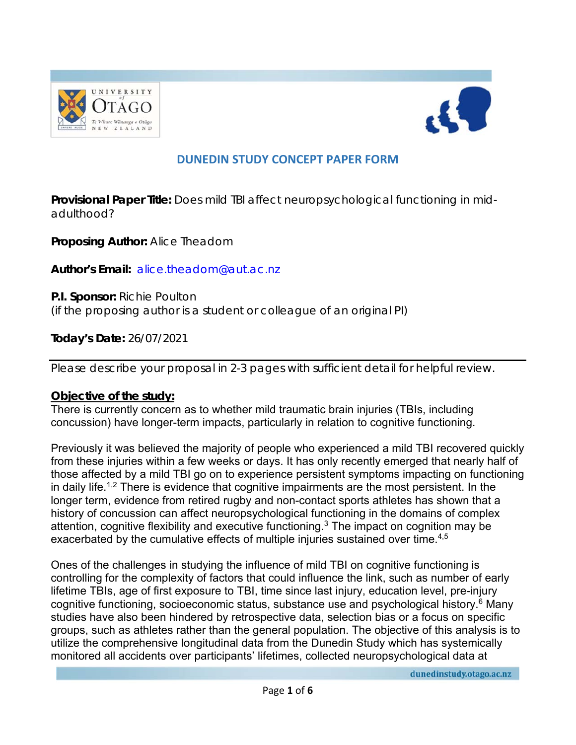# DUNEDIN STUDY CONCEPT PAPER FORM

**Provisional Paper Title:** Does mild TBI affect neuropsychological functioning in mid-adulthood?

**Proposing Author:** Alice Theadom

**Author's Email:** alice.theadom@aut.ac.nz

**P.I. Sponsor:** Richie Poulton
(if the proposing author is a student or colleague of an original PI)

**Today's Date:** 26/07/2021

---

Please describe your proposal in 2-3 pages with sufficient detail for helpful review.

## Objective of the study:

There is currently concern as to whether mild traumatic brain injuries (TBIs, including concussion) have longer-term impacts, particularly in relation to cognitive functioning.

Previously it was believed the majority of people who experienced a mild TBI recovered quickly from these injuries within a few weeks or days. It has only recently emerged that nearly half of those affected by a mild TBI go on to experience persistent symptoms impacting on functioning in daily life.[1,2] There is evidence that cognitive impairments are the most persistent. In the longer term, evidence from retired rugby and non-contact sports athletes has shown that a history of concussion can affect neuropsychological functioning in the domains of complex attention, cognitive flexibility and executive functioning.[3] The impact on cognition may be exacerbated by the cumulative effects of multiple injuries sustained over time.[4,5]

Ones of the challenges in studying the influence of mild TBI on cognitive functioning is controlling for the complexity of factors that could influence the link, such as number of early lifetime TBIs, age of first exposure to TBI, time since last injury, education level, pre-injury cognitive functioning, socioeconomic status, substance use and psychological history.[6] Many studies have also been hindered by retrospective data, selection bias or a focus on specific groups, such as athletes rather than the general population. The objective of this analysis is to utilize the comprehensive longitudinal data from the Dunedin Study which has systemically monitored all accidents over participants' lifetimes, collected neuropsychological data at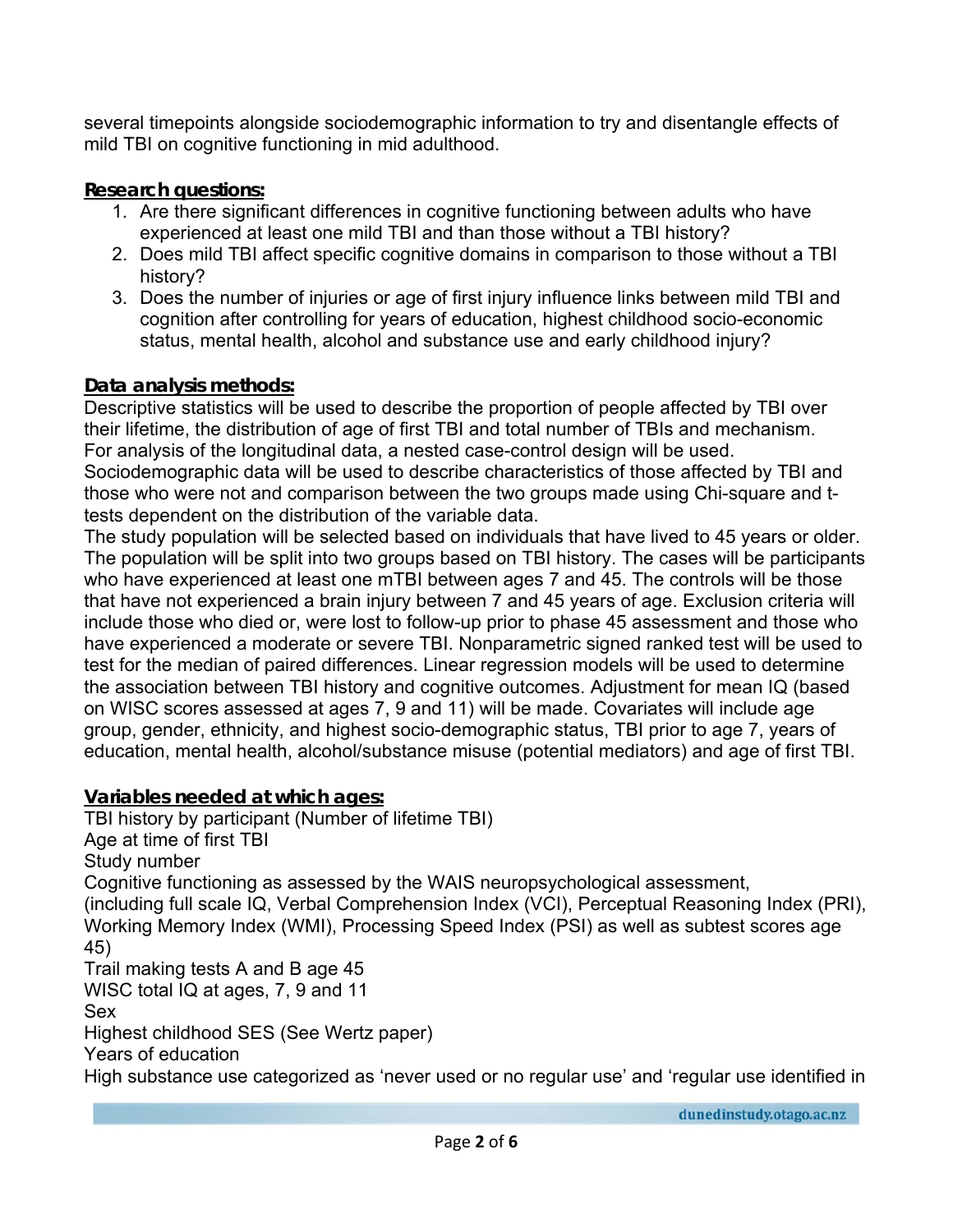several timepoints alongside sociodemographic information to try and disentangle effects of mild TBI on cognitive functioning in mid adulthood.

**Research questions:**

1. Are there significant differences in cognitive functioning between adults who have experienced at least one mild TBI and than those without a TBI history?
2. Does mild TBI affect specific cognitive domains in comparison to those without a TBI history?
3. Does the number of injuries or age of first injury influence links between mild TBI and cognition after controlling for years of education, highest childhood socio-economic status, mental health, alcohol and substance use and early childhood injury?

**Data analysis methods:**

Descriptive statistics will be used to describe the proportion of people affected by TBI over their lifetime, the distribution of age of first TBI and total number of TBIs and mechanism. For analysis of the longitudinal data, a nested case-control design will be used. Sociodemographic data will be used to describe characteristics of those affected by TBI and those who were not and comparison between the two groups made using Chi-square and t-tests dependent on the distribution of the variable data.

The study population will be selected based on individuals that have lived to 45 years or older. The population will be split into two groups based on TBI history. The cases will be participants who have experienced at least one mTBI between ages 7 and 45. The controls will be those that have not experienced a brain injury between 7 and 45 years of age. Exclusion criteria will include those who died or, were lost to follow-up prior to phase 45 assessment and those who have experienced a moderate or severe TBI. Nonparametric signed ranked test will be used to test for the median of paired differences. Linear regression models will be used to determine the association between TBI history and cognitive outcomes. Adjustment for mean IQ (based on WISC scores assessed at ages 7, 9 and 11) will be made. Covariates will include age group, gender, ethnicity, and highest socio-demographic status, TBI prior to age 7, years of education, mental health, alcohol/substance misuse (potential mediators) and age of first TBI.

**Variables needed at which ages:**

TBI history by participant (Number of lifetime TBI)
Age at time of first TBI
Study number
Cognitive functioning as assessed by the WAIS neuropsychological assessment, (including full scale IQ, Verbal Comprehension Index (VCI), Perceptual Reasoning Index (PRI), Working Memory Index (WMI), Processing Speed Index (PSI) as well as subtest scores age 45)
Trail making tests A and B age 45
WISC total IQ at ages, 7, 9 and 11
Sex
Highest childhood SES (See Wertz paper)
Years of education
High substance use categorized as 'never used or no regular use' and 'regular use identified in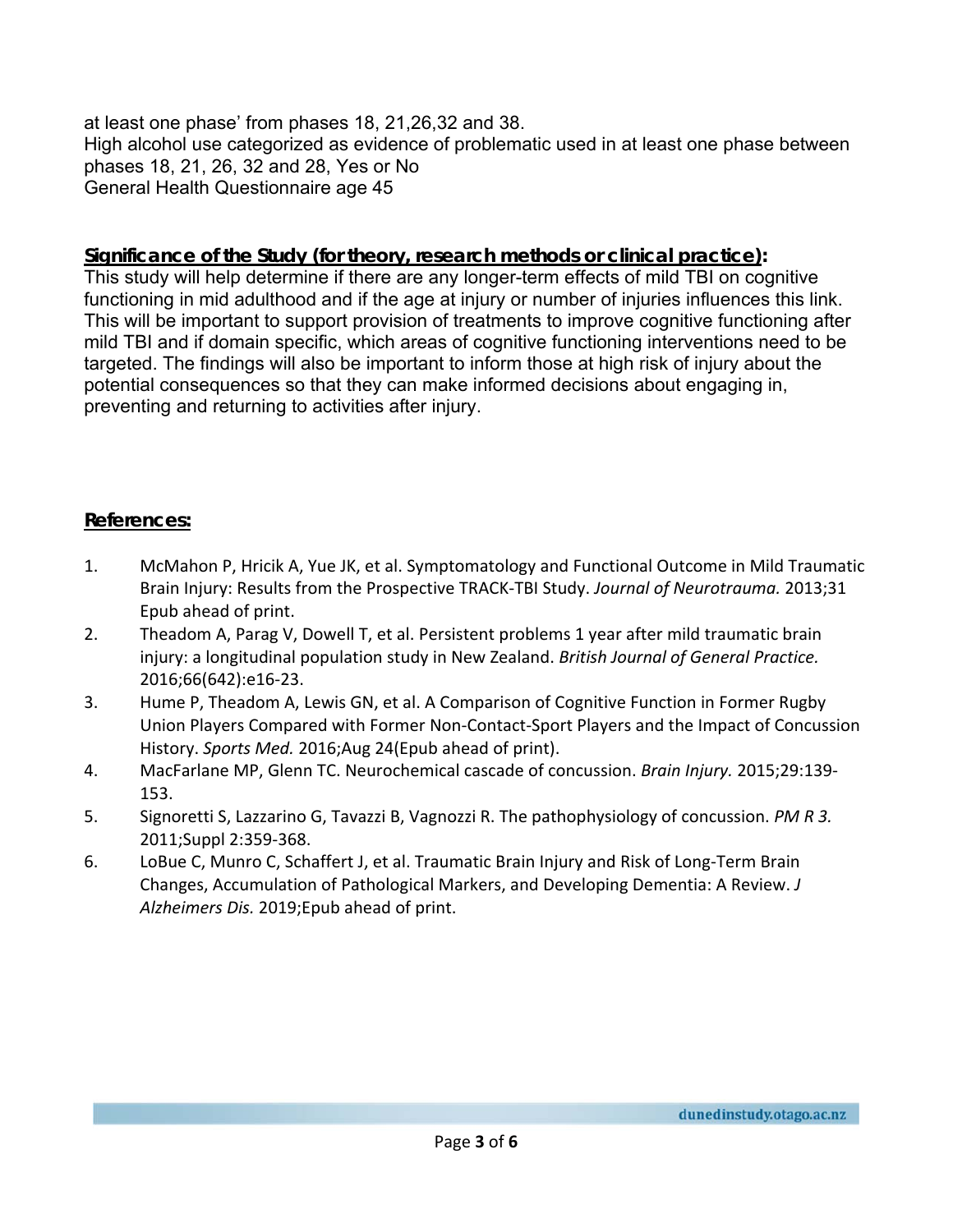at least one phase' from phases 18, 21,26,32 and 38.
High alcohol use categorized as evidence of problematic used in at least one phase between phases 18, 21, 26, 32 and 28, Yes or No
General Health Questionnaire age 45

**Significance of the Study (for theory, research methods or clinical practice):**

This study will help determine if there are any longer-term effects of mild TBI on cognitive functioning in mid adulthood and if the age at injury or number of injuries influences this link. This will be important to support provision of treatments to improve cognitive functioning after mild TBI and if domain specific, which areas of cognitive functioning interventions need to be targeted. The findings will also be important to inform those at high risk of injury about the potential consequences so that they can make informed decisions about engaging in, preventing and returning to activities after injury.

**References:**

1. McMahon P, Hricik A, Yue JK, et al. Symptomatology and Functional Outcome in Mild Traumatic Brain Injury: Results from the Prospective TRACK-TBI Study. *Journal of Neurotrauma.* 2013;31 Epub ahead of print.
2. Theadom A, Parag V, Dowell T, et al. Persistent problems 1 year after mild traumatic brain injury: a longitudinal population study in New Zealand. *British Journal of General Practice.* 2016;66(642):e16-23.
3. Hume P, Theadom A, Lewis GN, et al. A Comparison of Cognitive Function in Former Rugby Union Players Compared with Former Non-Contact-Sport Players and the Impact of Concussion History. *Sports Med.* 2016;Aug 24(Epub ahead of print).
4. MacFarlane MP, Glenn TC. Neurochemical cascade of concussion. *Brain Injury.* 2015;29:139-153.
5. Signoretti S, Lazzarino G, Tavazzi B, Vagnozzi R. The pathophysiology of concussion. *PM R 3.* 2011;Suppl 2:359-368.
6. LoBue C, Munro C, Schaffert J, et al. Traumatic Brain Injury and Risk of Long-Term Brain Changes, Accumulation of Pathological Markers, and Developing Dementia: A Review. *J Alzheimers Dis.* 2019;Epub ahead of print.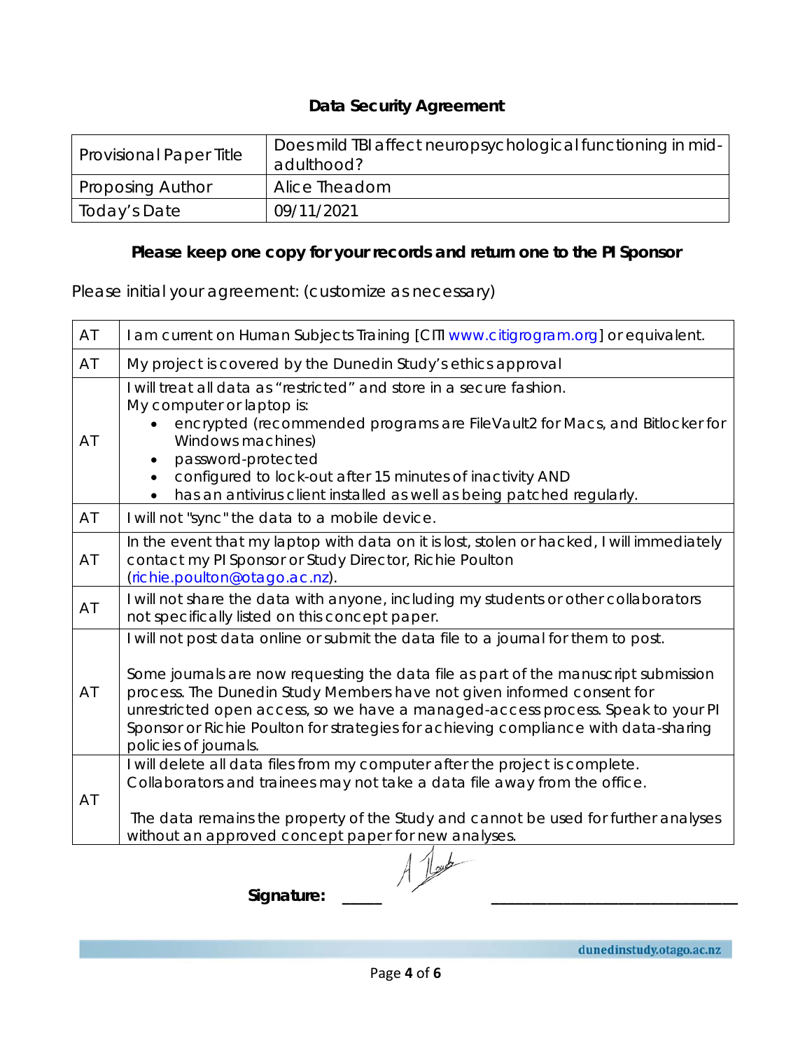## Data Security Agreement

| Provisional Paper Title | Does mild TBI affect neuropsychological functioning in mid-adulthood? |
|---|---|
| Proposing Author | Alice Theadom |
| Today's Date | 09/11/2021 |

**Please keep one copy for your records and return one to the PI Sponsor**

Please initial your agreement: (customize as necessary)

| | |
|---|---|
| AT | I am current on Human Subjects Training [CITI www.citigrogram.org] or equivalent. |
| AT | My project is covered by the Dunedin Study's ethics approval |
| AT | I will treat all data as "restricted" and store in a secure fashion.<br>My computer or laptop is:<br>• encrypted (recommended programs are FileVault2 for Macs, and Bitlocker for Windows machines)<br>• password-protected<br>• configured to lock-out after 15 minutes of inactivity AND<br>• has an antivirus client installed as well as being patched regularly. |
| AT | I will not "sync" the data to a mobile device. |
| AT | In the event that my laptop with data on it is lost, stolen or hacked, I will immediately contact my PI Sponsor or Study Director, Richie Poulton (richie.poulton@otago.ac.nz). |
| AT | I will not share the data with anyone, including my students or other collaborators not specifically listed on this concept paper. |
| AT | I will not post data online or submit the data file to a journal for them to post.<br><br>Some journals are now requesting the data file as part of the manuscript submission process. The Dunedin Study Members have not given informed consent for unrestricted open access, so we have a managed-access process. Speak to your PI Sponsor or Richie Poulton for strategies for achieving compliance with data-sharing policies of journals. |
| AT | I will delete all data files from my computer after the project is complete.<br>Collaborators and trainees may not take a data file away from the office.<br><br>The data remains the property of the Study and cannot be used for further analyses without an approved concept paper for new analyses. |

**Signature:** A Theadom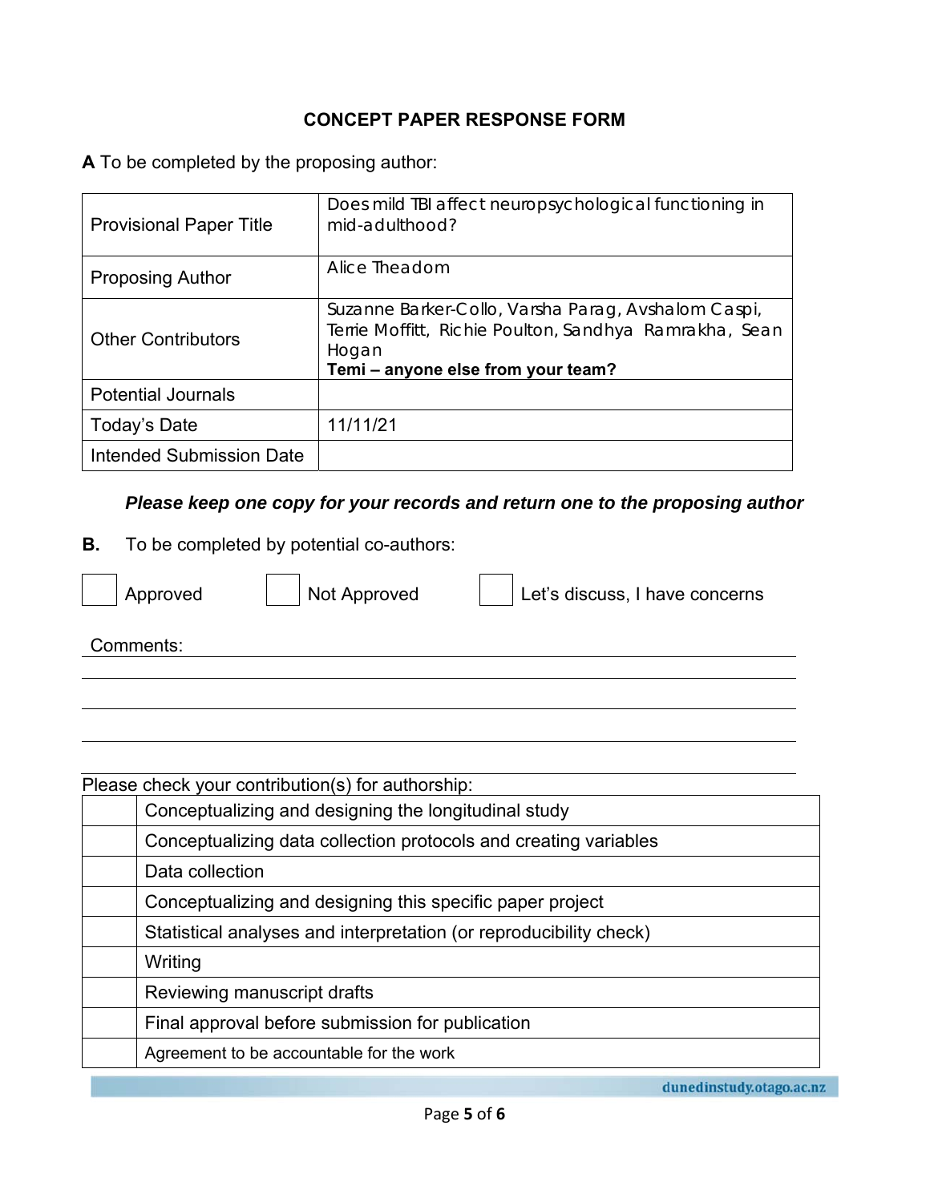# CONCEPT PAPER RESPONSE FORM

**A** To be completed by the proposing author:

| | |
|---|---|
| Provisional Paper Title | Does mild TBI affect neuropsychological functioning in mid-adulthood? |
| Proposing Author | Alice Theadom |
| Other Contributors | Suzanne Barker-Collo, Varsha Parag, Avshalom Caspi, Terrie Moffitt, Richie Poulton, Sandhya Ramrakha, Sean Hogan<br>**Temi – anyone else from your team?** |
| Potential Journals | |
| Today's Date | 11/11/21 |
| Intended Submission Date | |

***Please keep one copy for your records and return one to the proposing author***

**B.** To be completed by potential co-authors:

☐ Approved ☐ Not Approved ☐ Let's discuss, I have concerns

Comments:

Please check your contribution(s) for authorship:

| | |
|---|---|
| | Conceptualizing and designing the longitudinal study |
| | Conceptualizing data collection protocols and creating variables |
| | Data collection |
| | Conceptualizing and designing this specific paper project |
| | Statistical analyses and interpretation (or reproducibility check) |
| | Writing |
| | Reviewing manuscript drafts |
| | Final approval before submission for publication |
| | Agreement to be accountable for the work |

dunedinstudy.otago.ac.nz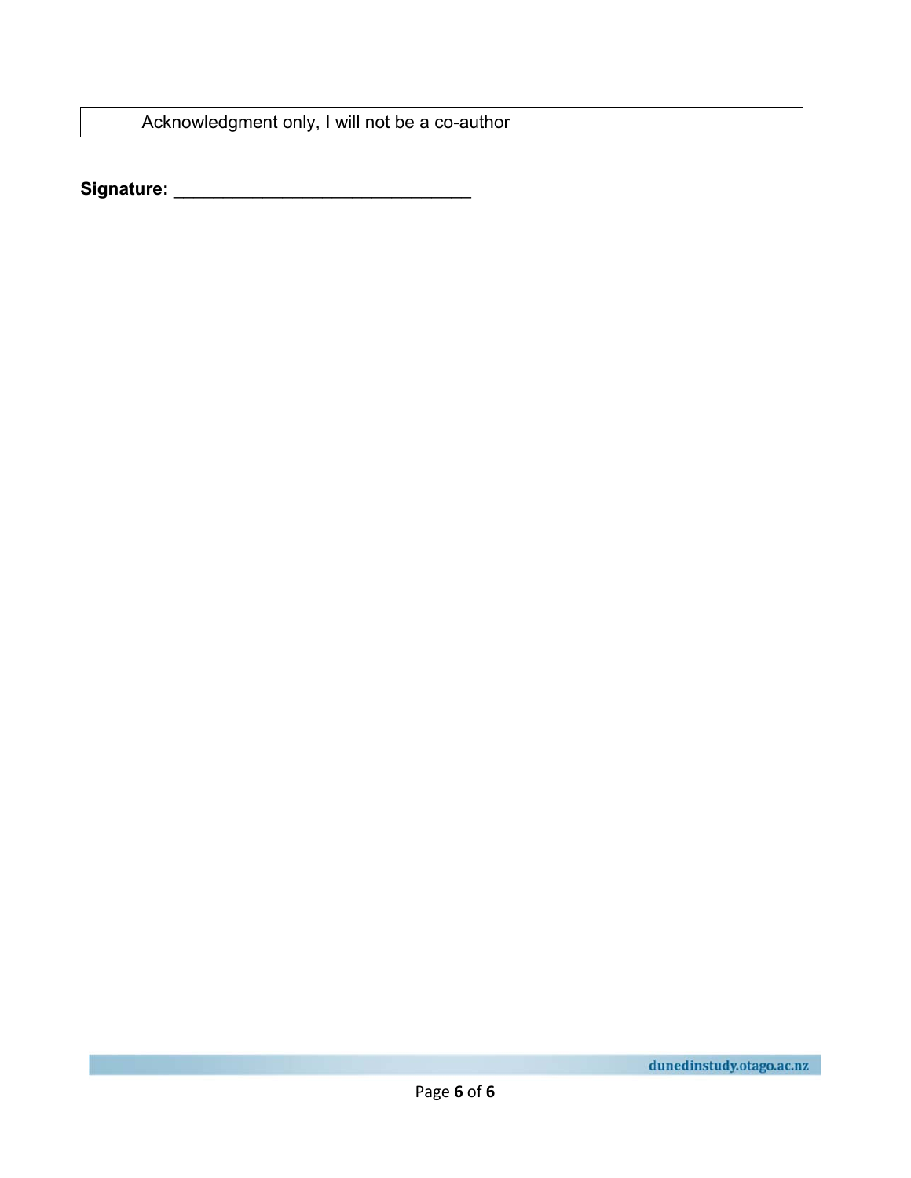| | |
|---|---|
| | Acknowledgment only, I will not be a co-author |

**Signature:** _______________________________